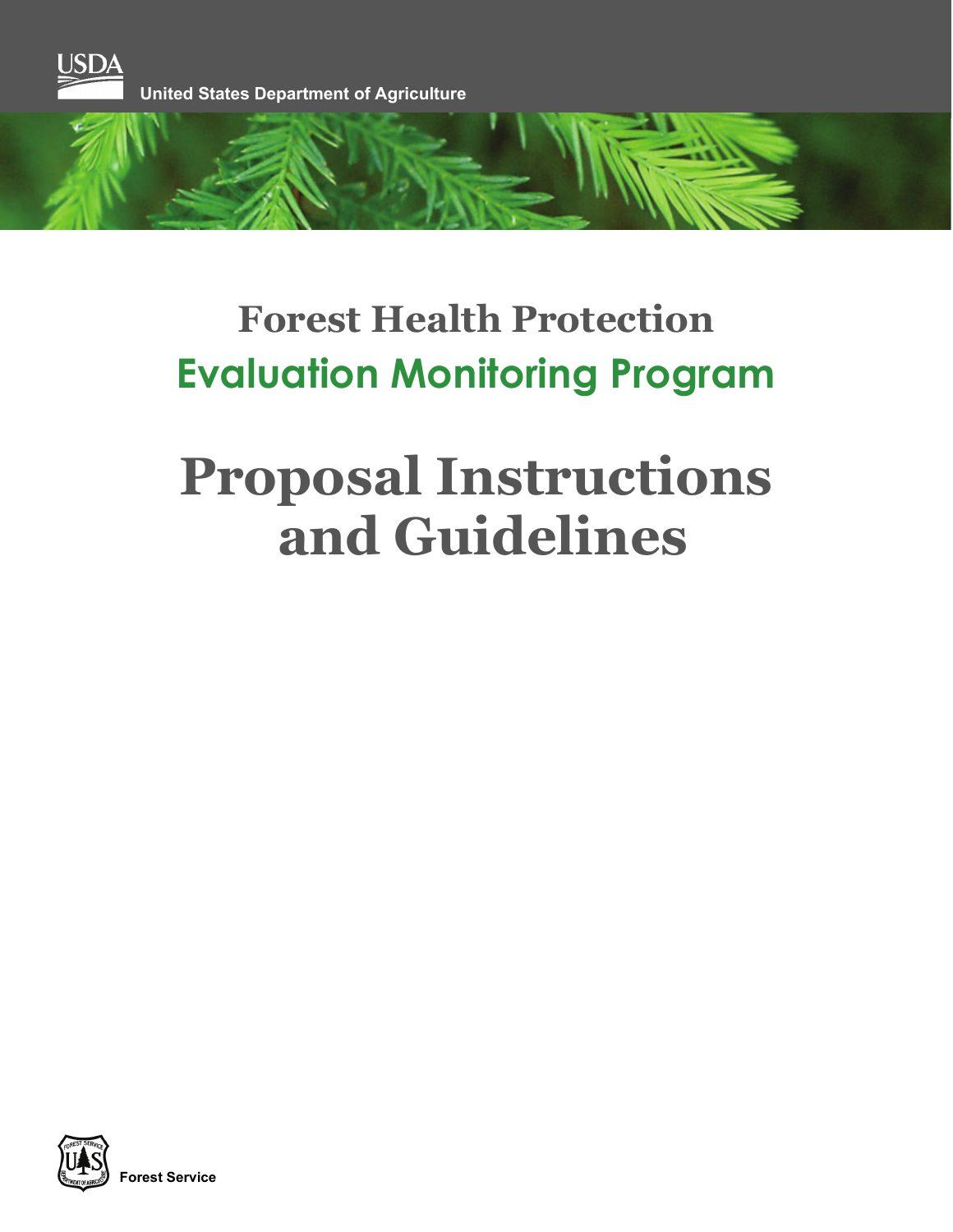USDA

United States Department of Agriculture

# Forest Health Protection

## Evaluation Monitoring Program

# Proposal Instructions and Guidelines

Forest Service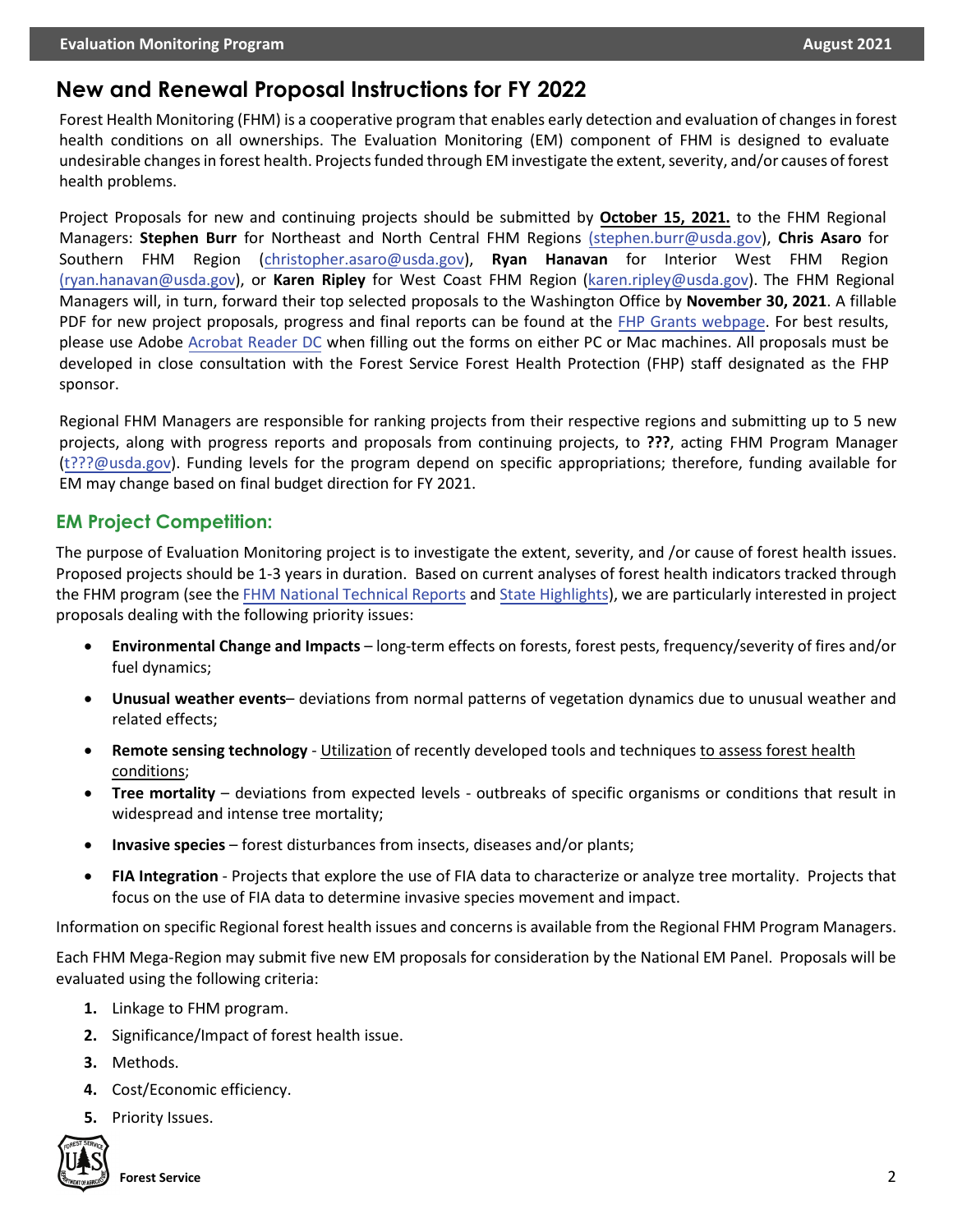# New and Renewal Proposal Instructions for FY 2022

Forest Health Monitoring (FHM) is a cooperative program that enables early detection and evaluation of changes in forest health conditions on all ownerships. The Evaluation Monitoring (EM) component of FHM is designed to evaluate undesirable changes in forest health. Projects funded through EM investigate the extent, severity, and/or causes of forest health problems.

Project Proposals for new and continuing projects should be submitted by **October 15, 2021.** to the FHM Regional Managers: **Stephen Burr** for Northeast and North Central FHM Regions (stephen.burr@usda.gov), **Chris Asaro** for Southern FHM Region (christopher.asaro@usda.gov), **Ryan Hanavan** for Interior West FHM Region (ryan.hanavan@usda.gov), or **Karen Ripley** for West Coast FHM Region (karen.ripley@usda.gov). The FHM Regional Managers will, in turn, forward their top selected proposals to the Washington Office by **November 30, 2021**. A fillable PDF for new project proposals, progress and final reports can be found at the FHP Grants webpage. For best results, please use Adobe Acrobat Reader DC when filling out the forms on either PC or Mac machines. All proposals must be developed in close consultation with the Forest Service Forest Health Protection (FHP) staff designated as the FHP sponsor.

Regional FHM Managers are responsible for ranking projects from their respective regions and submitting up to 5 new projects, along with progress reports and proposals from continuing projects, to **???**, acting FHM Program Manager (t???@usda.gov). Funding levels for the program depend on specific appropriations; therefore, funding available for EM may change based on final budget direction for FY 2021.

## EM Project Competition:

The purpose of Evaluation Monitoring project is to investigate the extent, severity, and /or cause of forest health issues. Proposed projects should be 1-3 years in duration. Based on current analyses of forest health indicators tracked through the FHM program (see the FHM National Technical Reports and State Highlights), we are particularly interested in project proposals dealing with the following priority issues:

- **Environmental Change and Impacts** – long-term effects on forests, forest pests, frequency/severity of fires and/or fuel dynamics;
- **Unusual weather events**– deviations from normal patterns of vegetation dynamics due to unusual weather and related effects;
- **Remote sensing technology** - Utilization of recently developed tools and techniques to assess forest health conditions;
- **Tree mortality** – deviations from expected levels - outbreaks of specific organisms or conditions that result in widespread and intense tree mortality;
- **Invasive species** – forest disturbances from insects, diseases and/or plants;
- **FIA Integration** - Projects that explore the use of FIA data to characterize or analyze tree mortality. Projects that focus on the use of FIA data to determine invasive species movement and impact.

Information on specific Regional forest health issues and concerns is available from the Regional FHM Program Managers.

Each FHM Mega-Region may submit five new EM proposals for consideration by the National EM Panel. Proposals will be evaluated using the following criteria:

1. Linkage to FHM program.
2. Significance/Impact of forest health issue.
3. Methods.
4. Cost/Economic efficiency.
5. Priority Issues.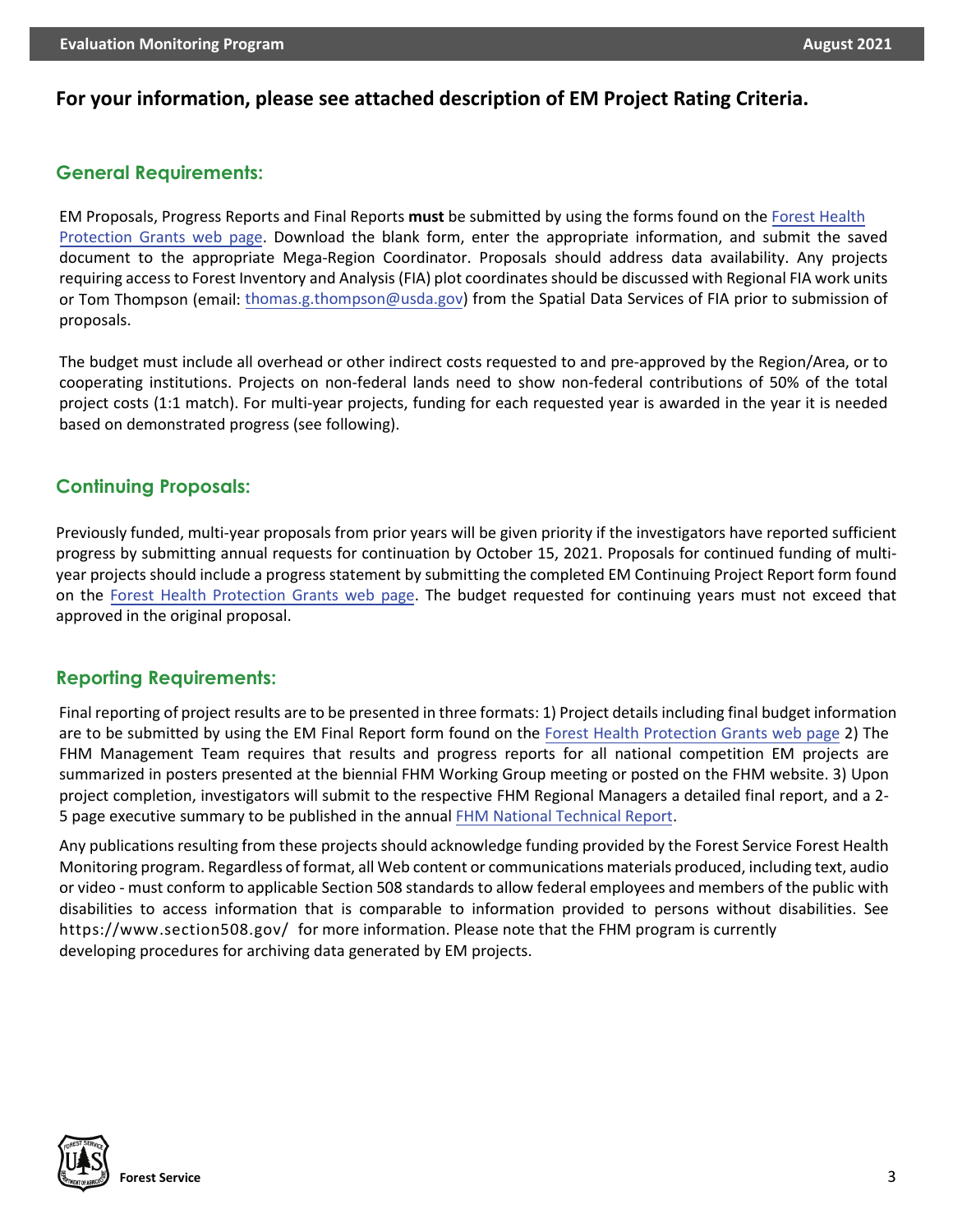**For your information, please see attached description of EM Project Rating Criteria.**

## General Requirements:

EM Proposals, Progress Reports and Final Reports **must** be submitted by using the forms found on the Forest Health Protection Grants web page. Download the blank form, enter the appropriate information, and submit the saved document to the appropriate Mega-Region Coordinator. Proposals should address data availability. Any projects requiring access to Forest Inventory and Analysis (FIA) plot coordinates should be discussed with Regional FIA work units or Tom Thompson (email: thomas.g.thompson@usda.gov) from the Spatial Data Services of FIA prior to submission of proposals.

The budget must include all overhead or other indirect costs requested to and pre-approved by the Region/Area, or to cooperating institutions. Projects on non-federal lands need to show non-federal contributions of 50% of the total project costs (1:1 match). For multi-year projects, funding for each requested year is awarded in the year it is needed based on demonstrated progress (see following).

## Continuing Proposals:

Previously funded, multi-year proposals from prior years will be given priority if the investigators have reported sufficient progress by submitting annual requests for continuation by October 15, 2021. Proposals for continued funding of multi-year projects should include a progress statement by submitting the completed EM Continuing Project Report form found on the Forest Health Protection Grants web page. The budget requested for continuing years must not exceed that approved in the original proposal.

## Reporting Requirements:

Final reporting of project results are to be presented in three formats: 1) Project details including final budget information are to be submitted by using the EM Final Report form found on the Forest Health Protection Grants web page 2) The FHM Management Team requires that results and progress reports for all national competition EM projects are summarized in posters presented at the biennial FHM Working Group meeting or posted on the FHM website. 3) Upon project completion, investigators will submit to the respective FHM Regional Managers a detailed final report, and a 2-5 page executive summary to be published in the annual FHM National Technical Report.

Any publications resulting from these projects should acknowledge funding provided by the Forest Service Forest Health Monitoring program. Regardless of format, all Web content or communications materials produced, including text, audio or video - must conform to applicable Section 508 standards to allow federal employees and members of the public with disabilities to access information that is comparable to information provided to persons without disabilities. See https://www.section508.gov/ for more information. Please note that the FHM program is currently developing procedures for archiving data generated by EM projects.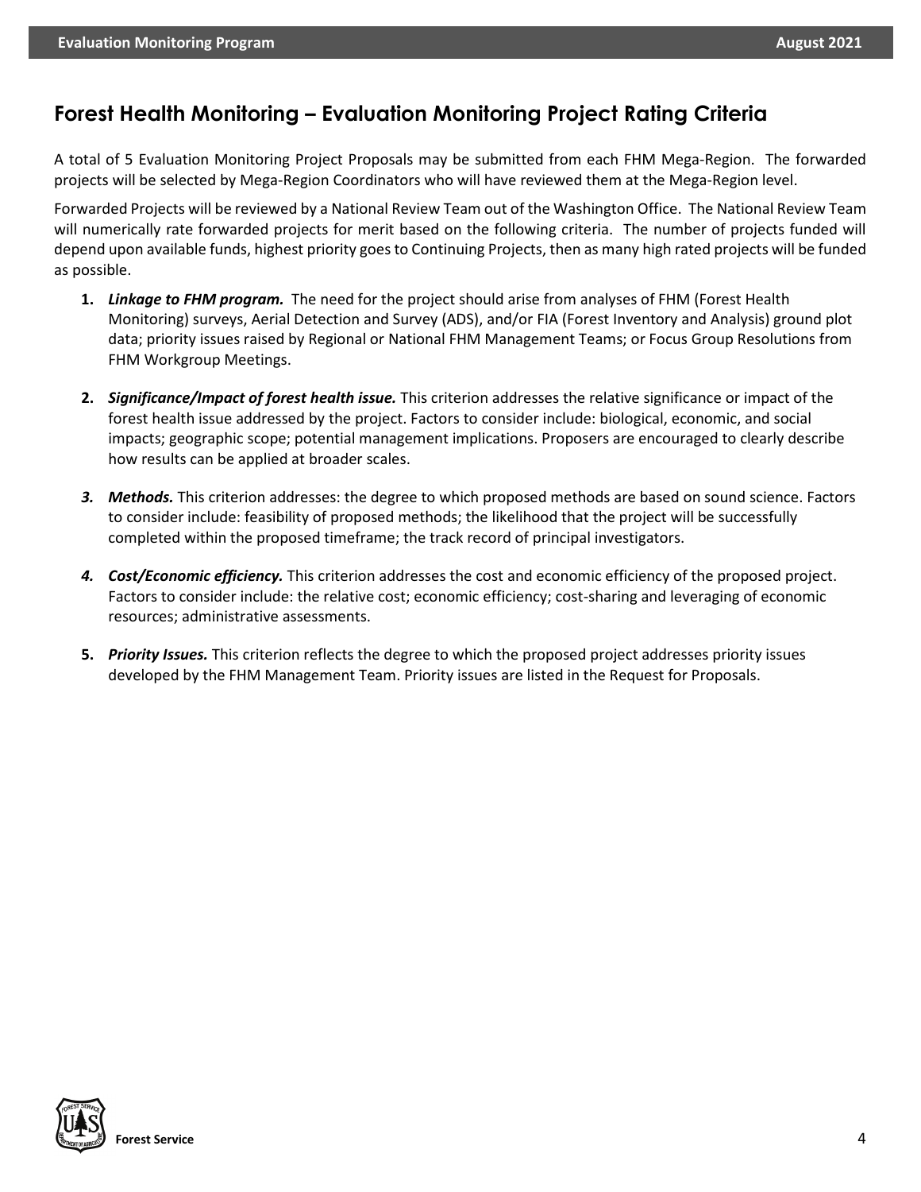## Forest Health Monitoring – Evaluation Monitoring Project Rating Criteria

A total of 5 Evaluation Monitoring Project Proposals may be submitted from each FHM Mega-Region. The forwarded projects will be selected by Mega-Region Coordinators who will have reviewed them at the Mega-Region level.

Forwarded Projects will be reviewed by a National Review Team out of the Washington Office. The National Review Team will numerically rate forwarded projects for merit based on the following criteria. The number of projects funded will depend upon available funds, highest priority goes to Continuing Projects, then as many high rated projects will be funded as possible.

1. ***Linkage to FHM program.*** The need for the project should arise from analyses of FHM (Forest Health Monitoring) surveys, Aerial Detection and Survey (ADS), and/or FIA (Forest Inventory and Analysis) ground plot data; priority issues raised by Regional or National FHM Management Teams; or Focus Group Resolutions from FHM Workgroup Meetings.

2. ***Significance/Impact of forest health issue.*** This criterion addresses the relative significance or impact of the forest health issue addressed by the project. Factors to consider include: biological, economic, and social impacts; geographic scope; potential management implications. Proposers are encouraged to clearly describe how results can be applied at broader scales.

3. ***Methods.*** This criterion addresses: the degree to which proposed methods are based on sound science. Factors to consider include: feasibility of proposed methods; the likelihood that the project will be successfully completed within the proposed timeframe; the track record of principal investigators.

4. ***Cost/Economic efficiency.*** This criterion addresses the cost and economic efficiency of the proposed project. Factors to consider include: the relative cost; economic efficiency; cost-sharing and leveraging of economic resources; administrative assessments.

5. ***Priority Issues.*** This criterion reflects the degree to which the proposed project addresses priority issues developed by the FHM Management Team. Priority issues are listed in the Request for Proposals.